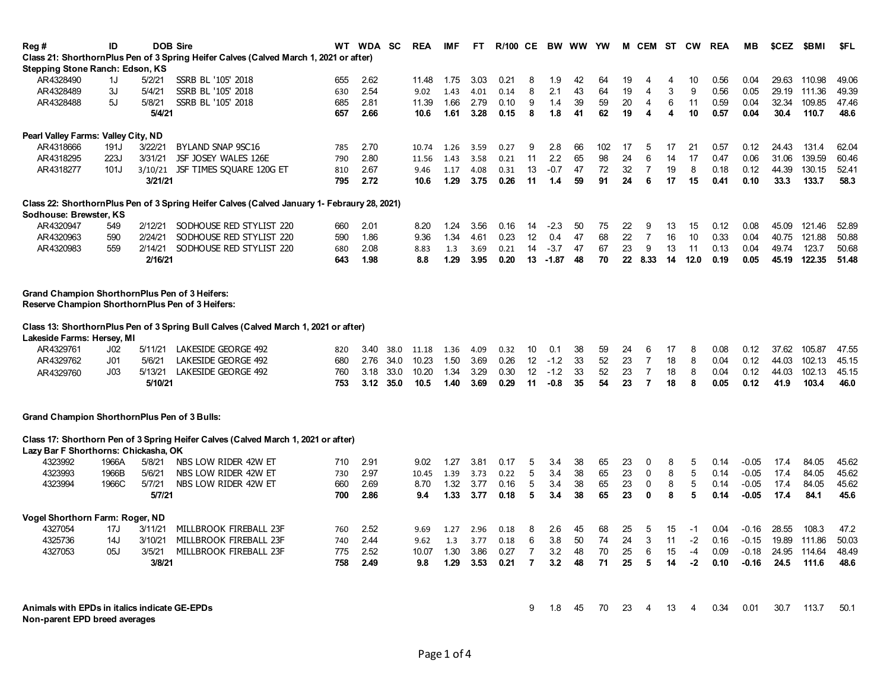| Reg # | ID | DOB | Sire | WT | WDA | SC | REA | IMF | FT | R/100 | CE | BW | WW | YW | M | CEM | ST | CW | REA | MB | $CEZ | $BMI | $FL |
|---|---|---|---|---|---|---|---|---|---|---|---|---|---|---|---|---|---|---|---|---|---|---|---|
| **Class 21: ShorthornPlus Pen of 3 Spring Heifer Calves (Calved March 1, 2021 or after)** | | | | | | | | | | | | | | | | | | | | | | | |
| **Stepping Stone Ranch: Edson, KS** | | | | | | | | | | | | | | | | | | | | | | | |
| AR4328490 | 1J | 5/2/21 | SSRB BL '105' 2018 | 655 | 2.62 | | 11.48 | 1.75 | 3.03 | 0.21 | 8 | 1.9 | 42 | 64 | 19 | 4 | 4 | 10 | 0.56 | 0.04 | 29.63 | 110.98 | 49.06 |
| AR4328489 | 3J | 5/4/21 | SSRB BL '105' 2018 | 630 | 2.54 | | 9.02 | 1.43 | 4.01 | 0.14 | 8 | 2.1 | 43 | 64 | 19 | 4 | 3 | 9 | 0.56 | 0.05 | 29.19 | 111.36 | 49.39 |
| AR4328488 | 5J | 5/8/21 | SSRB BL '105' 2018 | 685 | 2.81 | | 11.39 | 1.66 | 2.79 | 0.10 | 9 | 1.4 | 39 | 59 | 20 | 4 | 6 | 11 | 0.59 | 0.04 | 32.34 | 109.85 | 47.46 |
| | | **5/4/21** | | **657** | **2.66** | | **10.6** | **1.61** | **3.28** | **0.15** | **8** | **1.8** | **41** | **62** | **19** | **4** | **4** | **10** | **0.57** | **0.04** | **30.4** | **110.7** | **48.6** |
| **Pearl Valley Farms: Valley City, ND** | | | | | | | | | | | | | | | | | | | | | | | |
| AR4318666 | 191J | 3/22/21 | BYLAND SNAP 9SC16 | 785 | 2.70 | | 10.74 | 1.26 | 3.59 | 0.27 | 9 | 2.8 | 66 | 102 | 17 | 5 | 17 | 21 | 0.57 | 0.12 | 24.43 | 131.4 | 62.04 |
| AR4318295 | 223J | 3/31/21 | JSF JOSEY WALES 126E | 790 | 2.80 | | 11.56 | 1.43 | 3.58 | 0.21 | 11 | 2.2 | 65 | 98 | 24 | 6 | 14 | 17 | 0.47 | 0.06 | 31.06 | 139.59 | 60.46 |
| AR4318277 | 101J | 3/10/21 | JSF TIMES SQUARE 120G ET | 810 | 2.67 | | 9.46 | 1.17 | 4.08 | 0.31 | 13 | -0.7 | 47 | 72 | 32 | 7 | 19 | 8 | 0.18 | 0.12 | 44.39 | 130.15 | 52.41 |
| | | **3/21/21** | | **795** | **2.72** | | **10.6** | **1.29** | **3.75** | **0.26** | **11** | **1.4** | **59** | **91** | **24** | **6** | **17** | **15** | **0.41** | **0.10** | **33.3** | **133.7** | **58.3** |
| **Class 22: ShorthornPlus Pen of 3 Spring Heifer Calves (Calved January 1- Febraury 28, 2021)** | | | | | | | | | | | | | | | | | | | | | | | |
| **Sodhouse: Brewster, KS** | | | | | | | | | | | | | | | | | | | | | | | |
| AR4320947 | 549 | 2/12/21 | SODHOUSE RED STYLIST 220 | 660 | 2.01 | | 8.20 | 1.24 | 3.56 | 0.16 | 14 | -2.3 | 50 | 75 | 22 | 9 | 13 | 15 | 0.12 | 0.08 | 45.09 | 121.46 | 52.89 |
| AR4320963 | 590 | 2/24/21 | SODHOUSE RED STYLIST 220 | 590 | 1.86 | | 9.36 | 1.34 | 4.61 | 0.23 | 12 | 0.4 | 47 | 68 | 22 | 7 | 16 | 10 | 0.33 | 0.04 | 40.75 | 121.88 | 50.88 |
| AR4320983 | 559 | 2/14/21 | SODHOUSE RED STYLIST 220 | 680 | 2.08 | | 8.83 | 1.3 | 3.69 | 0.21 | 14 | -3.7 | 47 | 67 | 23 | 9 | 13 | 11 | 0.13 | 0.04 | 49.74 | 123.7 | 50.68 |
| | | **2/16/21** | | **643** | **1.98** | | **8.8** | **1.29** | **3.95** | **0.20** | **13** | **-1.87** | **48** | **70** | **22** | **8.33** | **14** | **12.0** | **0.19** | **0.05** | **45.19** | **122.35** | **51.48** |
| **Grand Champion ShorthornPlus Pen of 3 Heifers:** | | | | | | | | | | | | | | | | | | | | | | | |
| **Reserve Champion ShorthornPlus Pen of 3 Heifers:** | | | | | | | | | | | | | | | | | | | | | | | |
| **Class 13: ShorthornPlus Pen of 3 Spring Bull Calves (Calved March 1, 2021 or after)** | | | | | | | | | | | | | | | | | | | | | | | |
| **Lakeside Farms: Hersey, MI** | | | | | | | | | | | | | | | | | | | | | | | |
| AR4329761 | J02 | 5/11/21 | LAKESIDE GEORGE 492 | 820 | 3.40 | 38.0 | 11.18 | 1.36 | 4.09 | 0.32 | 10 | 0.1 | 38 | 59 | 24 | 6 | 17 | 8 | 0.08 | 0.12 | 37.62 | 105.87 | 47.55 |
| AR4329762 | J01 | 5/6/21 | LAKESIDE GEORGE 492 | 680 | 2.76 | 34.0 | 10.23 | 1.50 | 3.69 | 0.26 | 12 | -1.2 | 33 | 52 | 23 | 7 | 18 | 8 | 0.04 | 0.12 | 44.03 | 102.13 | 45.15 |
| AR4329760 | J03 | 5/13/21 | LAKESIDE GEORGE 492 | 760 | 3.18 | 33.0 | 10.20 | 1.34 | 3.29 | 0.30 | 12 | -1.2 | 33 | 52 | 23 | 7 | 18 | 8 | 0.04 | 0.12 | 44.03 | 102.13 | 45.15 |
| | | **5/10/21** | | **753** | **3.12** | **35.0** | **10.5** | **1.40** | **3.69** | **0.29** | **11** | **-0.8** | **35** | **54** | **23** | **7** | **18** | **8** | **0.05** | **0.12** | **41.9** | **103.4** | **46.0** |
| **Grand Champion ShorthornPlus Pen of 3 Bulls:** | | | | | | | | | | | | | | | | | | | | | | | |
| **Class 17: Shorthorn Pen of 3 Spring Heifer Calves (Calved March 1, 2021 or after)** | | | | | | | | | | | | | | | | | | | | | | | |
| **Lazy Bar F Shorthorns: Chickasha, OK** | | | | | | | | | | | | | | | | | | | | | | | |
| 4323992 | 1966A | 5/8/21 | NBS LOW RIDER 42W ET | 710 | 2.91 | | 9.02 | 1.27 | 3.81 | 0.17 | 5 | 3.4 | 38 | 65 | 23 | 0 | 8 | 5 | 0.14 | -0.05 | 17.4 | 84.05 | 45.62 |
| 4323993 | 1966B | 5/6/21 | NBS LOW RIDER 42W ET | 730 | 2.97 | | 10.45 | 1.39 | 3.73 | 0.22 | 5 | 3.4 | 38 | 65 | 23 | 0 | 8 | 5 | 0.14 | -0.05 | 17.4 | 84.05 | 45.62 |
| 4323994 | 1966C | 5/7/21 | NBS LOW RIDER 42W ET | 660 | 2.69 | | 8.70 | 1.32 | 3.77 | 0.16 | 5 | 3.4 | 38 | 65 | 23 | 0 | 8 | 5 | 0.14 | -0.05 | 17.4 | 84.05 | 45.62 |
| | | **5/7/21** | | **700** | **2.86** | | **9.4** | **1.33** | **3.77** | **0.18** | **5** | **3.4** | **38** | **65** | **23** | **0** | **8** | **5** | **0.14** | **-0.05** | **17.4** | **84.1** | **45.6** |
| **Vogel Shorthorn Farm: Roger, ND** | | | | | | | | | | | | | | | | | | | | | | | |
| 4327054 | 17J | 3/11/21 | MILLBROOK FIREBALL 23F | 760 | 2.52 | | 9.69 | 1.27 | 2.96 | 0.18 | 8 | 2.6 | 45 | 68 | 25 | 5 | 15 | -1 | 0.04 | -0.16 | 28.55 | 108.3 | 47.2 |
| 4325736 | 14J | 3/10/21 | MILLBROOK FIREBALL 23F | 740 | 2.44 | | 9.62 | 1.3 | 3.77 | 0.18 | 6 | 3.8 | 50 | 74 | 24 | 3 | 11 | -2 | 0.16 | -0.15 | 19.89 | 111.86 | 50.03 |
| 4327053 | 05J | 3/5/21 | MILLBROOK FIREBALL 23F | 775 | 2.52 | | 10.07 | 1.30 | 3.86 | 0.27 | 7 | 3.2 | 48 | 70 | 25 | 6 | 15 | -4 | 0.09 | -0.18 | 24.95 | 114.64 | 48.49 |
| | | **3/8/21** | | **758** | **2.49** | | **9.8** | **1.29** | **3.53** | **0.21** | **7** | **3.2** | **48** | **71** | **25** | **5** | **14** | **-2** | **0.10** | **-0.16** | **24.5** | **111.6** | **48.6** |
| **Animals with EPDs in italics indicate GE-EPDs** | | | | | | | | | | | 9 | 1.8 | 45 | 70 | 23 | 4 | 13 | 4 | 0.34 | 0.01 | 30.7 | 113.7 | 50.1 |
| **Non-parent EPD breed averages** | | | | | | | | | | | | | | | | | | | | | | | |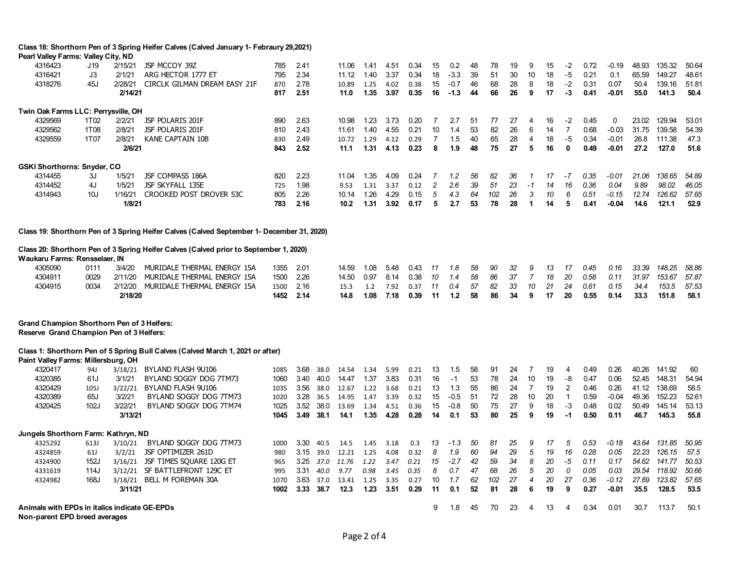**Class 18: Shorthorn Pen of 3 Spring Heifer Calves (Calved January 1- Febraury 29,2021)**

**Pearl Valley Farms: Valley City, ND**

| | | | | | | | | | | | | | | | | | | | | | | | |
|---|---|---|---|---|---|---|---|---|---|---|---|---|---|---|---|---|---|---|---|---|---|---|---|
| 4316423 | J19 | 2/15/21 | JSF MCCOY 39Z | 785 | 2.41 | | 11.06 | 1.41 | 4.51 | 0.34 | 15 | 0.2 | 48 | 78 | 19 | 9 | 15 | -2 | 0.72 | -0.19 | 48.93 | 135.32 | 50.64 |
| 4316421 | J3 | 2/1/21 | ARG HECTOR 1777 ET | 795 | 2.34 | | 11.12 | 1.40 | 3.37 | 0.34 | 18 | -3.3 | 39 | 51 | 30 | 10 | 18 | -5 | 0.21 | 0.1 | 65.59 | 149.27 | 48.61 |
| 4318276 | 45J | 2/28/21 | CIRCLK GILMAN DREAM EASY 21F | 870 | 2.78 | | 10.89 | 1.25 | 4.02 | 0.38 | 15 | -0.7 | 46 | 68 | 28 | 8 | 18 | -2 | 0.31 | 0.07 | 50.4 | 139.16 | 51.81 |
| | | **2/14/21** | | **817** | **2.51** | | **11.0** | **1.35** | **3.97** | **0.35** | **16** | **-1.3** | **44** | **66** | **26** | **9** | **17** | **-3** | **0.41** | **-0.01** | **55.0** | **141.3** | **50.4** |

**Twin Oak Farms LLC: Perrysville, OH**

| | | | | | | | | | | | | | | | | | | | | | | | |
|---|---|---|---|---|---|---|---|---|---|---|---|---|---|---|---|---|---|---|---|---|---|---|---|
| 4329569 | 1T02 | 2/2/21 | JSF POLARIS 201F | 890 | 2.63 | | 10.98 | 1.23 | 3.73 | 0.20 | 7 | 2.7 | 51 | 77 | 27 | 4 | 16 | -2 | 0.45 | 0 | 23.02 | 129.94 | 53.01 |
| 4329562 | 1T08 | 2/8/21 | JSF POLARIS 201F | 810 | 2.43 | | 11.61 | 1.40 | 4.55 | 0.21 | 10 | 1.4 | 53 | 82 | 26 | 6 | 14 | 7 | 0.68 | -0.03 | 31.75 | 139.58 | 54.39 |
| 4329559 | 1T07 | 2/8/21 | KANE CAPTAIN 10B | 830 | 2.49 | | 10.72 | 1.29 | 4.12 | 0.29 | 7 | 1.5 | 40 | 65 | 28 | 4 | 18 | -5 | 0.34 | -0.01 | 26.8 | 111.38 | 47.3 |
| | | **2/6/21** | | **843** | **2.52** | | **11.1** | **1.31** | **4.13** | **0.23** | **8** | **1.9** | **48** | **75** | **27** | **5** | **16** | **0** | **0.49** | **-0.01** | **27.2** | **127.0** | **51.6** |

**GSKI Shorthorns: Snyder, CO**

| | | | | | | | | | | | | | | | | | | | | | | | |
|---|---|---|---|---|---|---|---|---|---|---|---|---|---|---|---|---|---|---|---|---|---|---|---|
| 4314455 | 3J | 1/5/21 | JSF COMPASS 186A | 820 | 2.23 | | 11.04 | 1.35 | 4.09 | 0.24 | *7* | *1.2* | *56* | *82* | *36* | *1* | *17* | *-7* | *0.35* | *-0.01* | *21.06* | *138.65* | *54.89* |
| 4314452 | 4J | 1/5/21 | JSF SKYFALL 135E | 725 | 1.98 | | 9.53 | 1.31 | 3.37 | 0.12 | *2* | *2.6* | *39* | *51* | *23* | *-1* | *14* | *16* | *0.36* | *0.04* | *9.89* | *98.02* | *46.05* |
| 4314943 | 10J | 1/16/21 | CROOKED POST DROVER 53C | 805 | 2.26 | | 10.14 | 1.26 | 4.29 | 0.15 | *5* | *4.3* | *64* | *102* | *26* | *3* | *10* | *6* | *0.51* | *-0.15* | *12.74* | *126.62* | *57.65* |
| | | **1/8/21** | | **783** | **2.16** | | **10.2** | **1.31** | **3.92** | **0.17** | **5** | **2.7** | **53** | **78** | **28** | **1** | **14** | **5** | **0.41** | **-0.04** | **14.6** | **121.1** | **52.9** |

**Class 19: Shorthorn Pen of 3 Spring Heifer Calves (Calved September 1- December 31, 2020)**

**Class 20: Shorthorn Pen of 3 Spring Heifer Calves (Calved prior to September 1, 2020)**

**Waukaru Farms: Rensselaer, IN**

| | | | | | | | | | | | | | | | | | | | | | | | |
|---|---|---|---|---|---|---|---|---|---|---|---|---|---|---|---|---|---|---|---|---|---|---|---|
| 4305090 | 0111 | 3/4/20 | MURIDALE THERMAL ENERGY 15A | 1355 | 2.01 | | 14.59 | 1.08 | 5.48 | 0.43 | *11* | *1.8* | *58* | *90* | *32* | *9* | *13* | *17* | *0.45* | *0.16* | *33.39* | *148.25* | *58.86* |
| 4304911 | 0029 | 2/11/20 | MURIDALE THERMAL ENERGY 15A | 1500 | 2.26 | | 14.50 | 0.97 | 8.14 | 0.38 | *10* | *1.4* | *58* | *86* | *37* | *7* | *18* | *20* | *0.58* | *0.11* | *31.97* | *153.67* | *57.87* |
| 4304915 | 0034 | 2/12/20 | MURIDALE THERMAL ENERGY 15A | 1500 | 2.16 | | 15.3 | 1.2 | 7.92 | 0.37 | *11* | *0.4* | *57* | *82* | *33* | *10* | *21* | *24* | *0.61* | *0.15* | *34.4* | *153.5* | *57.53* |
| | | **2/18/20** | | **1452** | **2.14** | | **14.8** | **1.08** | **7.18** | **0.39** | **11** | **1.2** | **58** | **86** | **34** | **9** | **17** | **20** | **0.55** | **0.14** | **33.3** | **151.8** | **58.1** |

**Grand Champion Shorthorn Pen of 3 Heifers:**

**Reserve Grand Champion Pen of 3 Heifers:**

**Class 1: Shorthorn Pen of 5 Spring Bull Calves (Calved March 1, 2021 or after)**

**Paint Valley Farms: Millersburg, OH**

| | | | | | | | | | | | | | | | | | | | | | | | |
|---|---|---|---|---|---|---|---|---|---|---|---|---|---|---|---|---|---|---|---|---|---|---|---|
| 4320417 | 94J | 3/18/21 | BYLAND FLASH 9U106 | 1085 | 3.68 | 38.0 | 14.54 | 1.34 | 5.99 | 0.21 | 13 | 1.5 | 58 | 91 | 24 | 7 | 19 | 4 | 0.49 | 0.26 | 40.26 | 141.92 | 60 |
| 4320385 | 61J | 3/1/21 | BYLAND SOGGY DOG 7TM73 | 1060 | 3.40 | 40.0 | 14.47 | 1.37 | 3.83 | 0.31 | 16 | -1 | 53 | 78 | 24 | 10 | 19 | -8 | 0.47 | 0.06 | 52.45 | 148.31 | 54.94 |
| 4320429 | 105J | 3/22/21 | BYLAND FLASH 9U106 | 1035 | 3.56 | 38.0 | 12.67 | 1.22 | 3.68 | 0.21 | 13 | 1.3 | 55 | 86 | 24 | 7 | 19 | 2 | 0.46 | 0.26 | 41.12 | 138.69 | 58.5 |
| 4320389 | 65J | 3/2/21 | BYLAND SOGGY DOG 7TM73 | 1020 | 3.28 | 36.5 | 14.95 | 1.47 | 3.39 | 0.32 | 15 | -0.5 | 51 | 72 | 28 | 10 | 20 | 1 | 0.59 | -0.04 | 49.36 | 152.23 | 52.61 |
| 4320425 | 102J | 3/22/21 | BYLAND SOGGY DOG 7TM74 | 1025 | 3.52 | 38.0 | 13.69 | 1.34 | 4.51 | 0.36 | 15 | -0.8 | 50 | 75 | 27 | 9 | 18 | -3 | 0.48 | 0.02 | 50.49 | 145.14 | 53.13 |
| | | **3/13/21** | | **1045** | **3.49** | **38.1** | **14.1** | **1.35** | **4.28** | **0.28** | **14** | **0.1** | **53** | **80** | **25** | **9** | **19** | **-1** | **0.50** | **0.11** | **46.7** | **145.3** | **55.8** |

**Jungels Shorthorn Farm: Kathryn, ND**

| | | | | | | | | | | | | | | | | | | | | | | | |
|---|---|---|---|---|---|---|---|---|---|---|---|---|---|---|---|---|---|---|---|---|---|---|---|
| 4325292 | 613J | 3/10/21 | BYLAND SOGGY DOG 7TM73 | 1000 | 3.30 | 40.5 | 14.5 | 1.45 | 3.18 | 0.3 | *13* | *-1.3* | *50* | *81* | *25* | *9* | *17* | *5* | *0.53* | *-0.18* | *43.64* | *131.85* | *50.95* |
| 4324859 | 61J | 3/2/21 | JSF OPTIMIZER 261D | 980 | 3.15 | 39.0 | 12.21 | 1.25 | 4.08 | 0.32 | *8* | *1.9* | *60* | *94* | *29* | *5* | *19* | *16* | *0.28* | *0.05* | *22.23* | *126.15* | *57.5* |
| 4324900 | 152J | 3/16/21 | JSF TIMES SQUARE 120G ET | 965 | 3.25 | *37.0* | *11.76* | *1.22* | *3.47* | *0.21* | *15* | *-2.7* | *42* | *59* | *34* | *8* | *20* | *-5* | *0.11* | *0.17* | *54.62* | *141.77* | *50.53* |
| 4331619 | 114J | 3/12/21 | SF BATTLEFRONT 129C ET | 995 | 3.31 | *40.0* | *9.77* | *0.98* | *3.45* | *0.35* | *8* | *0.7* | *47* | *68* | *26* | *5* | *20* | *0* | *0.05* | *0.03* | *29.54* | *118.92* | *50.66* |
| 4324982 | 168J | 3/18/21 | BELL M FOREMAN 30A | 1070 | 3.63 | 37.0 | 13.41 | 1.25 | 3.35 | 0.27 | *10* | *1.7* | *62* | *102* | *27* | *4* | *20* | *27* | *0.36* | *-0.12* | *27.69* | *123.82* | *57.65* |
| | | **3/11/21** | | **1002** | **3.33** | **38.7** | **12.3** | **1.23** | **3.51** | **0.29** | **11** | **0.1** | **52** | **81** | **28** | **6** | **19** | **9** | **0.27** | **-0.01** | **35.5** | **128.5** | **53.5** |

| | | | | | | | | | | | | | |
|---|---|---|---|---|---|---|---|---|---|---|---|---|---|
| **Animals with EPDs in italics indicate GE-EPDs** | 9 | 1.8 | 45 | 70 | 23 | 4 | 13 | 4 | 0.34 | 0.01 | 30.7 | 113.7 | 50.1 |

**Non-parent EPD breed averages**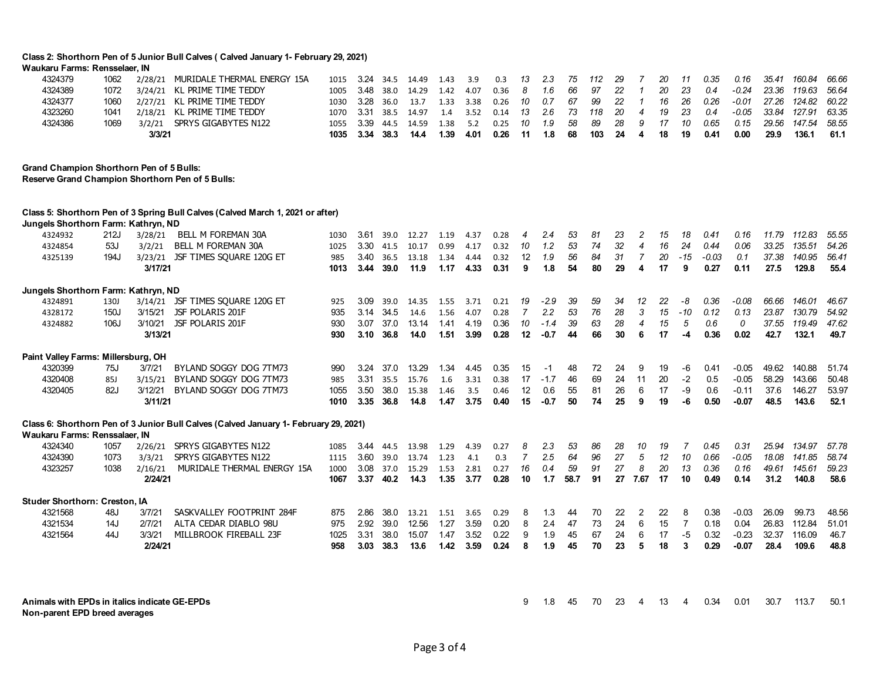**Class 2: Shorthorn Pen of 5 Junior Bull Calves ( Calved January 1- February 29, 2021)**

**Waukaru Farms: Rensselaer, IN**

| | | | | | | | | | | | | | | | | | | | | | | | |
|---|---|---|---|---|---|---|---|---|---|---|---|---|---|---|---|---|---|---|---|---|---|---|---|
| 4324379 | 1062 | 2/28/21 | MURIDALE THERMAL ENERGY 15A | 1015 | 3.24 | 34.5 | 14.49 | 1.43 | 3.9 | 0.3 | *13* | *2.3* | *75* | *112* | *29* | *7* | *20* | *11* | *0.35* | *0.16* | *35.41* | *160.84* | *66.66* |
| 4324389 | 1072 | 3/24/21 | KL PRIME TIME TEDDY | 1005 | 3.48 | 38.0 | 14.29 | 1.42 | 4.07 | 0.36 | *8* | *1.6* | *66* | *97* | *22* | *1* | *20* | *23* | *0.4* | *-0.24* | *23.36* | *119.63* | *56.64* |
| 4324377 | 1060 | 2/27/21 | KL PRIME TIME TEDDY | 1030 | 3.28 | 36.0 | 13.7 | 1.33 | 3.38 | 0.26 | *10* | *0.7* | *67* | *99* | *22* | *1* | *16* | *26* | *0.26* | *-0.01* | *27.26* | *124.82* | *60.22* |
| 4323260 | 1041 | 2/18/21 | KL PRIME TIME TEDDY | 1070 | 3.31 | 38.5 | 14.97 | 1.4 | 3.52 | 0.14 | *13* | *2.6* | *73* | *118* | *20* | *4* | *19* | *23* | *0.4* | *-0.05* | *33.84* | *127.91* | *63.35* |
| 4324386 | 1069 | 3/2/21 | SPRYS GIGABYTES N122 | 1055 | 3.39 | 44.5 | 14.59 | 1.38 | 5.2 | 0.25 | *10* | *1.9* | *58* | *89* | *28* | *9* | *17* | *10* | *0.65* | *0.15* | *29.56* | *147.54* | *58.55* |
| | | **3/3/21** | | **1035** | **3.34** | **38.3** | **14.4** | **1.39** | **4.01** | **0.26** | **11** | **1.8** | **68** | **103** | **24** | **4** | **18** | **19** | **0.41** | **0.00** | **29.9** | **136.1** | **61.1** |

**Grand Champion Shorthorn Pen of 5 Bulls:**

**Reserve Grand Champion Shorthorn Pen of 5 Bulls:**

**Class 5: Shorthorn Pen of 3 Spring Bull Calves (Calved March 1, 2021 or after)**

**Jungels Shorthorn Farm: Kathryn, ND**

| | | | | | | | | | | | | | | | | | | | | | | | |
|---|---|---|---|---|---|---|---|---|---|---|---|---|---|---|---|---|---|---|---|---|---|---|---|
| 4324932 | 212J | 3/28/21 | BELL M FOREMAN 30A | 1030 | 3.61 | 39.0 | 12.27 | 1.19 | 4.37 | 0.28 | *4* | *2.4* | *53* | *81* | *23* | *2* | *15* | *18* | *0.41* | *0.16* | *11.79* | *112.83* | *55.55* |
| 4324854 | 53J | 3/2/21 | BELL M FOREMAN 30A | 1025 | 3.30 | 41.5 | 10.17 | 0.99 | 4.17 | 0.32 | *10* | *1.2* | *53* | *74* | *32* | *4* | *16* | *24* | *0.44* | *0.06* | *33.25* | *135.51* | *54.26* |
| 4325139 | 194J | 3/23/21 | JSF TIMES SQUARE 120G ET | 985 | 3.40 | 36.5 | 13.18 | 1.34 | 4.44 | 0.32 | *12* | *1.9* | *56* | *84* | *31* | *7* | *20* | *-15* | *-0.03* | *0.1* | *37.38* | *140.95* | *56.41* |
| | | **3/17/21** | | **1013** | **3.44** | **39.0** | **11.9** | **1.17** | **4.33** | **0.31** | **9** | **1.8** | **54** | **80** | **29** | **4** | **17** | **9** | **0.27** | **0.11** | **27.5** | **129.8** | **55.4** |

**Jungels Shorthorn Farm: Kathryn, ND**

| | | | | | | | | | | | | | | | | | | | | | | | |
|---|---|---|---|---|---|---|---|---|---|---|---|---|---|---|---|---|---|---|---|---|---|---|---|
| 4324891 | 130J | 3/14/21 | JSF TIMES SQUARE 120G ET | 925 | 3.09 | 39.0 | 14.35 | 1.55 | 3.71 | 0.21 | *19* | *-2.9* | *39* | *59* | *34* | *12* | *22* | *-8* | *0.36* | *-0.08* | *66.66* | *146.01* | *46.67* |
| 4328172 | 150J | 3/15/21 | JSF POLARIS 201F | 935 | 3.14 | 34.5 | 14.6 | 1.56 | 4.07 | 0.28 | *7* | *2.2* | *53* | *76* | *28* | *3* | *15* | *-10* | *0.12* | *0.13* | *23.87* | *130.79* | *54.92* |
| 4324882 | 106J | 3/10/21 | JSF POLARIS 201F | 930 | 3.07 | 37.0 | 13.14 | 1.41 | 4.19 | 0.36 | *10* | *-1.4* | *39* | *63* | *28* | *4* | *15* | *5* | *0.6* | *0* | *37.55* | *119.49* | *47.62* |
| | | **3/13/21** | | **930** | **3.10** | **36.8** | **14.0** | **1.51** | **3.99** | **0.28** | **12** | **-0.7** | **44** | **66** | **30** | **6** | **17** | **-4** | **0.36** | **0.02** | **42.7** | **132.1** | **49.7** |

**Paint Valley Farms: Millersburg, OH**

| | | | | | | | | | | | | | | | | | | | | | | | |
|---|---|---|---|---|---|---|---|---|---|---|---|---|---|---|---|---|---|---|---|---|---|---|---|
| 4320399 | 75J | 3/7/21 | BYLAND SOGGY DOG 7TM73 | 990 | 3.24 | 37.0 | 13.29 | 1.34 | 4.45 | 0.35 | 15 | -1 | 48 | 72 | 24 | 9 | 19 | -6 | 0.41 | -0.05 | 49.62 | 140.88 | 51.74 |
| 4320408 | 85J | 3/15/21 | BYLAND SOGGY DOG 7TM73 | 985 | 3.31 | 35.5 | 15.76 | 1.6 | 3.31 | 0.38 | 17 | -1.7 | 46 | 69 | 24 | 11 | 20 | -2 | 0.5 | -0.05 | 58.29 | 143.66 | 50.48 |
| 4320405 | 82J | 3/12/21 | BYLAND SOGGY DOG 7TM73 | 1055 | 3.50 | 38.0 | 15.38 | 1.46 | 3.5 | 0.46 | 12 | 0.6 | 55 | 81 | 26 | 6 | 17 | -9 | 0.6 | -0.11 | 37.6 | 146.27 | 53.97 |
| | | **3/11/21** | | **1010** | **3.35** | **36.8** | **14.8** | **1.47** | **3.75** | **0.40** | **15** | **-0.7** | **50** | **74** | **25** | **9** | **19** | **-6** | **0.50** | **-0.07** | **48.5** | **143.6** | **52.1** |

**Class 6: Shorthorn Pen of 3 Junior Bull Calves (Calved January 1- February 29, 2021)**

**Waukaru Farms: Renssalaer, IN**

| | | | | | | | | | | | | | | | | | | | | | | | |
|---|---|---|---|---|---|---|---|---|---|---|---|---|---|---|---|---|---|---|---|---|---|---|---|
| 4324340 | 1057 | 2/26/21 | SPRYS GIGABYTES N122 | 1085 | 3.44 | 44.5 | 13.98 | 1.29 | 4.39 | 0.27 | *8* | *2.3* | *53* | *86* | *28* | *10* | *19* | *7* | *0.45* | *0.31* | *25.94* | *134.97* | *57.78* |
| 4324390 | 1073 | 3/3/21 | SPRYS GIGABYTES N122 | 1115 | 3.60 | 39.0 | 13.74 | 1.23 | 4.1 | 0.3 | *7* | *2.5* | *64* | *96* | *27* | *5* | *12* | *10* | *0.66* | *-0.05* | *18.08* | *141.85* | *58.74* |
| 4323257 | 1038 | 2/16/21 | MURIDALE THERMAL ENERGY 15A | 1000 | 3.08 | 37.0 | 15.29 | 1.53 | 2.81 | 0.27 | *16* | *0.4* | *59* | *91* | *27* | *8* | *20* | *13* | *0.36* | *0.16* | *49.61* | *145.61* | *59.23* |
| | | **2/24/21** | | **1067** | **3.37** | **40.2** | **14.3** | **1.35** | **3.77** | **0.28** | **10** | **1.7** | **58.7** | **91** | **27** | **7.67** | **17** | **10** | **0.49** | **0.14** | **31.2** | **140.8** | **58.6** |

**Studer Shorthorn: Creston, IA**

| | | | | | | | | | | | | | | | | | | | | | | | |
|---|---|---|---|---|---|---|---|---|---|---|---|---|---|---|---|---|---|---|---|---|---|---|---|
| 4321568 | 48J | 3/7/21 | SASKVALLEY FOOTPRINT 284F | 875 | 2.86 | 38.0 | 13.21 | 1.51 | 3.65 | 0.29 | 8 | 1.3 | 44 | 70 | 22 | 2 | 22 | 8 | 0.38 | -0.03 | 26.09 | 99.73 | 48.56 |
| 4321534 | 14J | 2/7/21 | ALTA CEDAR DIABLO 98U | 975 | 2.92 | 39.0 | 12.56 | 1.27 | 3.59 | 0.20 | 8 | 2.4 | 47 | 73 | 24 | 6 | 15 | 7 | 0.18 | 0.04 | 26.83 | 112.84 | 51.01 |
| 4321564 | 44J | 3/3/21 | MILLBROOK FIREBALL 23F | 1025 | 3.31 | 38.0 | 15.07 | 1.47 | 3.52 | 0.22 | 9 | 1.9 | 45 | 67 | 24 | 6 | 17 | -5 | 0.32 | -0.23 | 32.37 | 116.09 | 46.7 |
| | | **2/24/21** | | **958** | **3.03** | **38.3** | **13.6** | **1.42** | **3.59** | **0.24** | **8** | **1.9** | **45** | **70** | **23** | **5** | **18** | **3** | **0.29** | **-0.07** | **28.4** | **109.6** | **48.8** |

**Animals with EPDs in italics indicate GE-EPDs**

**Non-parent EPD breed averages**

| | | | | | | | | | | | | |
|---|---|---|---|---|---|---|---|---|---|---|---|---|
| 9 | 1.8 | 45 | 70 | 23 | 4 | 13 | 4 | 0.34 | 0.01 | 30.7 | 113.7 | 50.1 |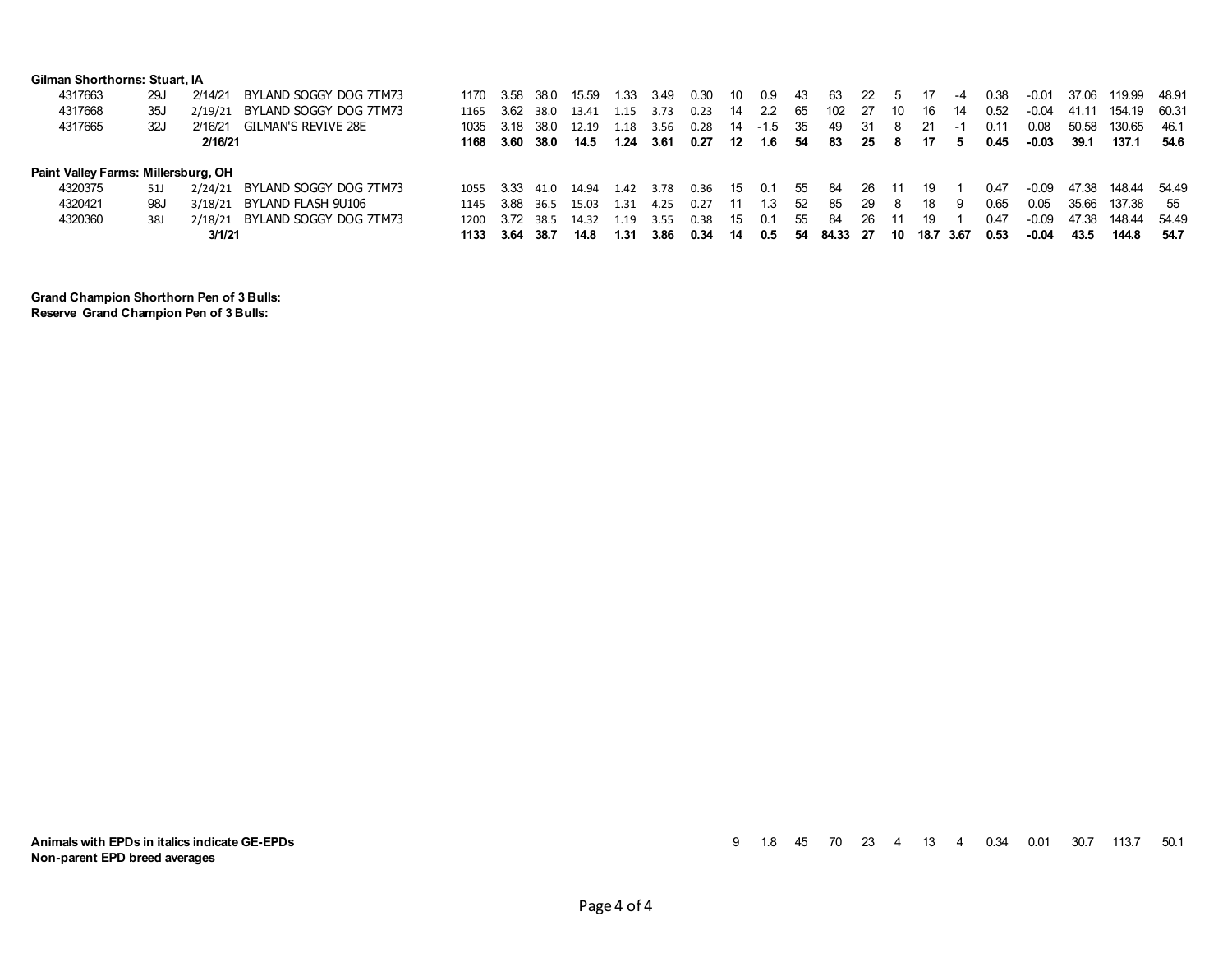**Gilman Shorthorns: Stuart, IA**

| | | | | | | | | | | | | | | | | | | | | | | | | | |
|---|---|---|---|---|---|---|---|---|---|---|---|---|---|---|---|---|---|---|---|---|---|---|---|---|---|
| 4317663 | 29J | 2/14/21 | BYLAND SOGGY DOG 7TM73 | 1170 | 3.58 | 38.0 | 15.59 | 1.33 | 3.49 | 0.30 | 10 | 0.9 | 43 | 63 | 22 | 5 | 17 | -4 | 0.38 | -0.01 | 37.06 | 119.99 | 48.91 |
| 4317668 | 35J | 2/19/21 | BYLAND SOGGY DOG 7TM73 | 1165 | 3.62 | 38.0 | 13.41 | 1.15 | 3.73 | 0.23 | 14 | 2.2 | 65 | 102 | 27 | 10 | 16 | 14 | 0.52 | -0.04 | 41.11 | 154.19 | 60.31 |
| 4317665 | 32J | 2/16/21 | GILMAN'S REVIVE 28E | 1035 | 3.18 | 38.0 | 12.19 | 1.18 | 3.56 | 0.28 | 14 | -1.5 | 35 | 49 | 31 | 8 | 21 | -1 | 0.11 | 0.08 | 50.58 | 130.65 | 46.1 |
| | | **2/16/21** | | **1168** | **3.60** | **38.0** | **14.5** | **1.24** | **3.61** | **0.27** | **12** | **1.6** | **54** | **83** | **25** | **8** | **17** | **5** | **0.45** | **-0.03** | **39.1** | **137.1** | **54.6** |

**Paint Valley Farms: Millersburg, OH**

| | | | | | | | | | | | | | | | | | | | | | | | |
|---|---|---|---|---|---|---|---|---|---|---|---|---|---|---|---|---|---|---|---|---|---|---|---|
| 4320375 | 51J | 2/24/21 | BYLAND SOGGY DOG 7TM73 | 1055 | 3.33 | 41.0 | 14.94 | 1.42 | 3.78 | 0.36 | 15 | 0.1 | 55 | 84 | 26 | 11 | 19 | 1 | 0.47 | -0.09 | 47.38 | 148.44 | 54.49 |
| 4320421 | 98J | 3/18/21 | BYLAND FLASH 9U106 | 1145 | 3.88 | 36.5 | 15.03 | 1.31 | 4.25 | 0.27 | 11 | 1.3 | 52 | 85 | 29 | 8 | 18 | 9 | 0.65 | 0.05 | 35.66 | 137.38 | 55 |
| 4320360 | 38J | 2/18/21 | BYLAND SOGGY DOG 7TM73 | 1200 | 3.72 | 38.5 | 14.32 | 1.19 | 3.55 | 0.38 | 15 | 0.1 | 55 | 84 | 26 | 11 | 19 | 1 | 0.47 | -0.09 | 47.38 | 148.44 | 54.49 |
| | | **3/1/21** | | **1133** | **3.64** | **38.7** | **14.8** | **1.31** | **3.86** | **0.34** | **14** | **0.5** | **54** | **84.33** | **27** | **10** | **18.7** | **3.67** | **0.53** | **-0.04** | **43.5** | **144.8** | **54.7** |

**Grand Champion Shorthorn Pen of 3 Bulls:**
**Reserve Grand Champion Pen of 3 Bulls:**

| | | | | | | | | | | | | |
|---|---|---|---|---|---|---|---|---|---|---|---|---|
| **Animals with EPDs in italics indicate GE-EPDs** **Non-parent EPD breed averages** | 9 | 1.8 | 45 | 70 | 23 | 4 | 13 | 4 | 0.34 | 0.01 | 30.7 | 113.7 | 50.1 |